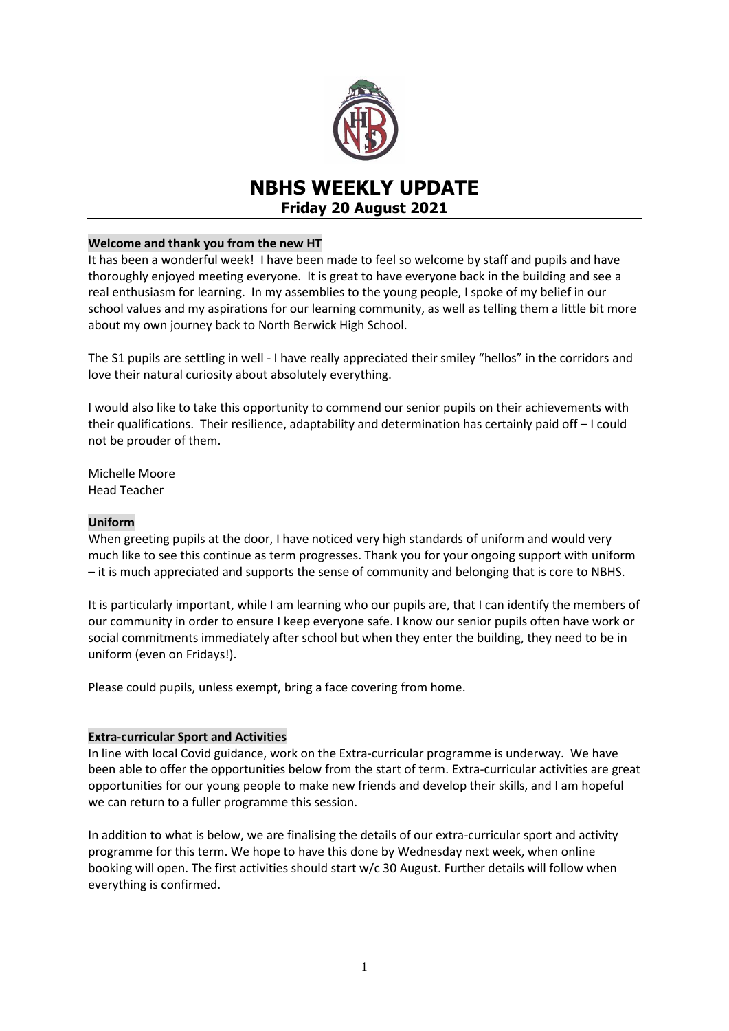# NBHS WEEKLY UPDATE
## Friday 20 August 2021

### Welcome and thank you from the new HT

It has been a wonderful week! I have been made to feel so welcome by staff and pupils and have thoroughly enjoyed meeting everyone. It is great to have everyone back in the building and see a real enthusiasm for learning. In my assemblies to the young people, I spoke of my belief in our school values and my aspirations for our learning community, as well as telling them a little bit more about my own journey back to North Berwick High School.

The S1 pupils are settling in well - I have really appreciated their smiley "hellos" in the corridors and love their natural curiosity about absolutely everything.

I would also like to take this opportunity to commend our senior pupils on their achievements with their qualifications. Their resilience, adaptability and determination has certainly paid off – I could not be prouder of them.

Michelle Moore
Head Teacher

### Uniform

When greeting pupils at the door, I have noticed very high standards of uniform and would very much like to see this continue as term progresses. Thank you for your ongoing support with uniform – it is much appreciated and supports the sense of community and belonging that is core to NBHS.

It is particularly important, while I am learning who our pupils are, that I can identify the members of our community in order to ensure I keep everyone safe. I know our senior pupils often have work or social commitments immediately after school but when they enter the building, they need to be in uniform (even on Fridays!).

Please could pupils, unless exempt, bring a face covering from home.

### Extra-curricular Sport and Activities

In line with local Covid guidance, work on the Extra-curricular programme is underway. We have been able to offer the opportunities below from the start of term. Extra-curricular activities are great opportunities for our young people to make new friends and develop their skills, and I am hopeful we can return to a fuller programme this session.

In addition to what is below, we are finalising the details of our extra-curricular sport and activity programme for this term. We hope to have this done by Wednesday next week, when online booking will open. The first activities should start w/c 30 August. Further details will follow when everything is confirmed.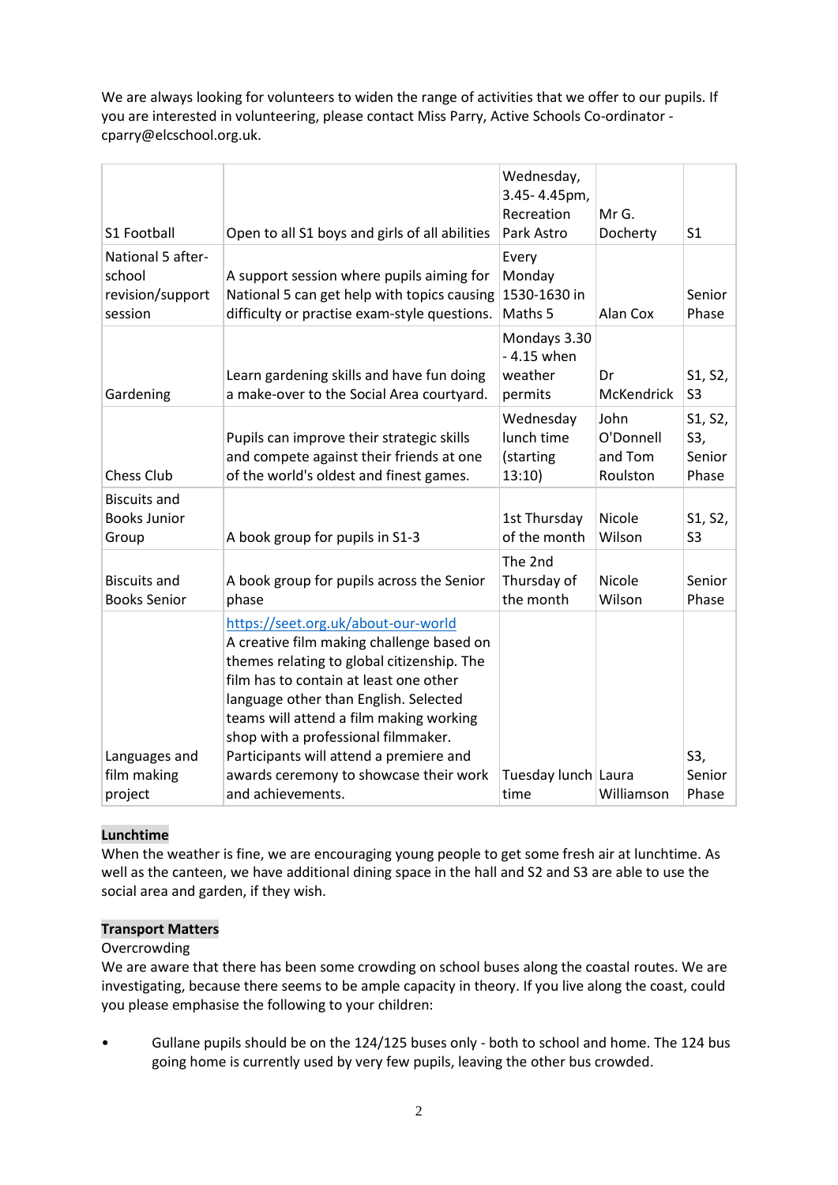We are always looking for volunteers to widen the range of activities that we offer to our pupils. If you are interested in volunteering, please contact Miss Parry, Active Schools Co-ordinator - cparry@elcschool.org.uk.

| | | | | |
|---|---|---|---|---|
| S1 Football | Open to all S1 boys and girls of all abilities | Wednesday, 3.45- 4.45pm, Recreation Park Astro | Mr G. Docherty | S1 |
| National 5 after-school revision/support session | A support session where pupils aiming for National 5 can get help with topics causing difficulty or practise exam-style questions. | Every Monday 1530-1630 in Maths 5 | Alan Cox | Senior Phase |
| Gardening | Learn gardening skills and have fun doing a make-over to the Social Area courtyard. | Mondays 3.30 - 4.15 when weather permits | Dr McKendrick | S1, S2, S3 |
| Chess Club | Pupils can improve their strategic skills and compete against their friends at one of the world's oldest and finest games. | Wednesday lunch time (starting 13:10) | John O'Donnell and Tom Roulston | S1, S2, S3, Senior Phase |
| Biscuits and Books Junior Group | A book group for pupils in S1-3 | 1st Thursday of the month | Nicole Wilson | S1, S2, S3 |
| Biscuits and Books Senior | A book group for pupils across the Senior phase | The 2nd Thursday of the month | Nicole Wilson | Senior Phase |
| Languages and film making project | https://seet.org.uk/about-our-world A creative film making challenge based on themes relating to global citizenship. The film has to contain at least one other language other than English. Selected teams will attend a film making working shop with a professional filmmaker. Participants will attend a premiere and awards ceremony to showcase their work and achievements. | Tuesday lunch time | Laura Williamson | S3, Senior Phase |

**Lunchtime**

When the weather is fine, we are encouraging young people to get some fresh air at lunchtime. As well as the canteen, we have additional dining space in the hall and S2 and S3 are able to use the social area and garden, if they wish.

**Transport Matters**

Overcrowding

We are aware that there has been some crowding on school buses along the coastal routes. We are investigating, because there seems to be ample capacity in theory. If you live along the coast, could you please emphasise the following to your children:

- Gullane pupils should be on the 124/125 buses only - both to school and home. The 124 bus going home is currently used by very few pupils, leaving the other bus crowded.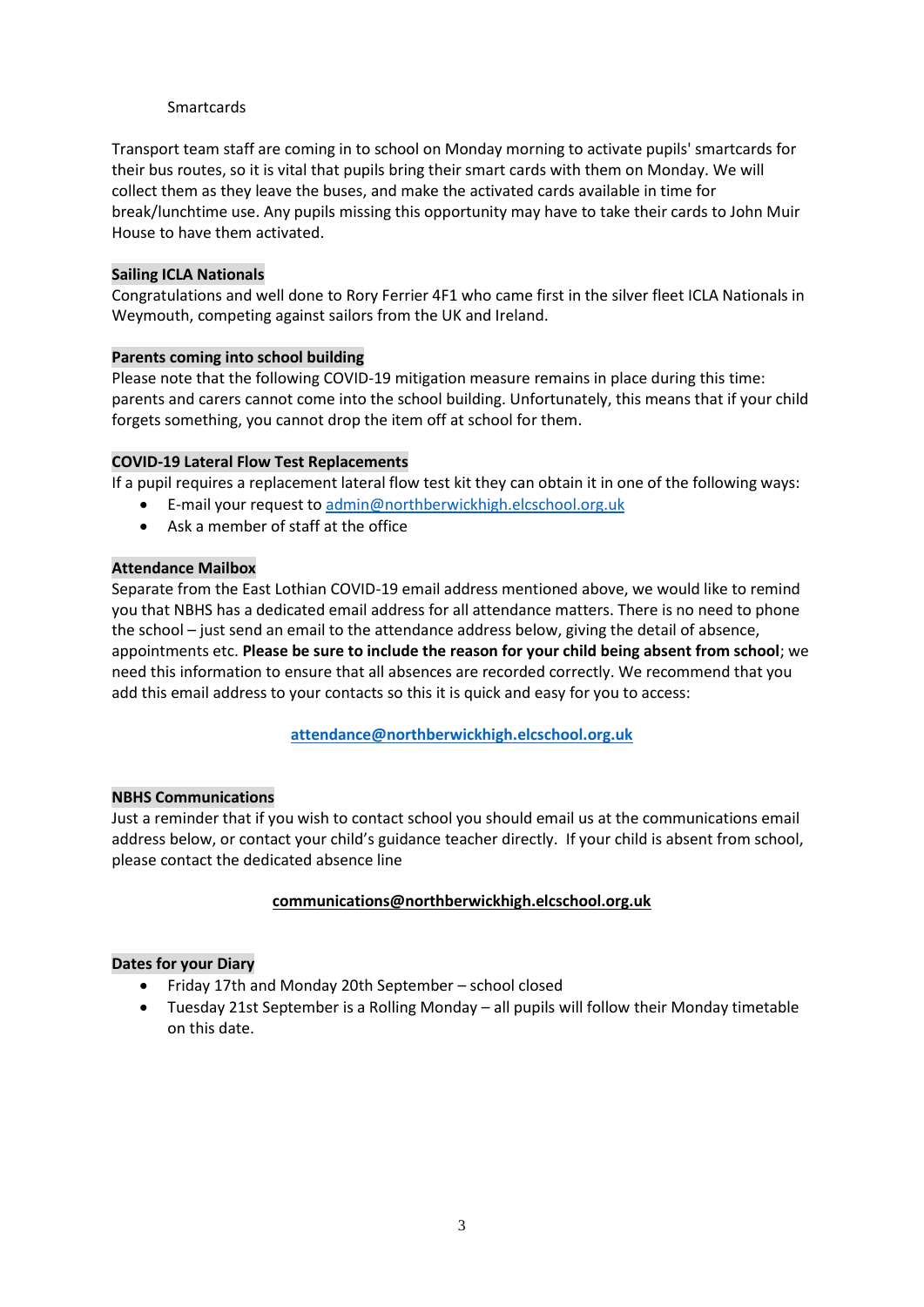Smartcards

Transport team staff are coming in to school on Monday morning to activate pupils' smartcards for their bus routes, so it is vital that pupils bring their smart cards with them on Monday. We will collect them as they leave the buses, and make the activated cards available in time for break/lunchtime use. Any pupils missing this opportunity may have to take their cards to John Muir House to have them activated.

**Sailing ICLA Nationals**

Congratulations and well done to Rory Ferrier 4F1 who came first in the silver fleet ICLA Nationals in Weymouth, competing against sailors from the UK and Ireland.

**Parents coming into school building**

Please note that the following COVID-19 mitigation measure remains in place during this time: parents and carers cannot come into the school building. Unfortunately, this means that if your child forgets something, you cannot drop the item off at school for them.

**COVID-19 Lateral Flow Test Replacements**

If a pupil requires a replacement lateral flow test kit they can obtain it in one of the following ways:

- E-mail your request to admin@northberwickhigh.elcschool.org.uk
- Ask a member of staff at the office

**Attendance Mailbox**

Separate from the East Lothian COVID-19 email address mentioned above, we would like to remind you that NBHS has a dedicated email address for all attendance matters. There is no need to phone the school – just send an email to the attendance address below, giving the detail of absence, appointments etc. **Please be sure to include the reason for your child being absent from school**; we need this information to ensure that all absences are recorded correctly. We recommend that you add this email address to your contacts so this it is quick and easy for you to access:

**attendance@northberwickhigh.elcschool.org.uk**

**NBHS Communications**

Just a reminder that if you wish to contact school you should email us at the communications email address below, or contact your child's guidance teacher directly. If your child is absent from school, please contact the dedicated absence line

**communications@northberwickhigh.elcschool.org.uk**

**Dates for your Diary**

- Friday 17th and Monday 20th September – school closed
- Tuesday 21st September is a Rolling Monday – all pupils will follow their Monday timetable on this date.